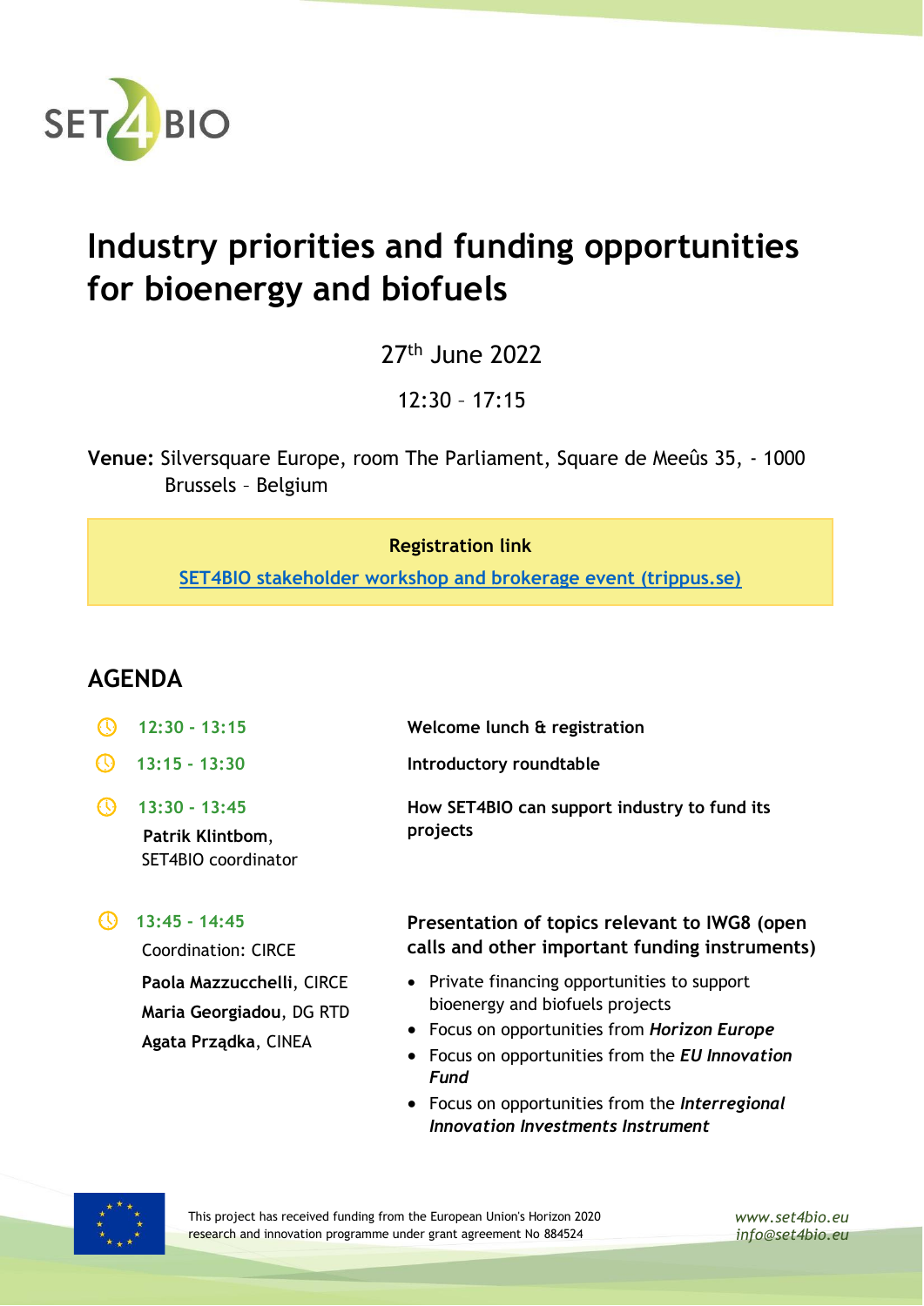SET4BIO

# Industry priorities and funding opportunities for bioenergy and biofuels

27th June 2022

12:30 – 17:15

**Venue:** Silversquare Europe, room The Parliament, Square de Meeûs 35, - 1000 Brussels – Belgium

**Registration link**

[SET4BIO stakeholder workshop and brokerage event (trippus.se)]()

## AGENDA

**12:30 - 13:15** — **Welcome lunch & registration**

**13:15 - 13:30** — **Introductory roundtable**

**13:30 - 13:45** — **How SET4BIO can support industry to fund its projects**

**Patrik Klintbom**, SET4BIO coordinator

**13:45 - 14:45** — **Presentation of topics relevant to IWG8 (open calls and other important funding instruments)**

Coordination: CIRCE

**Paola Mazzucchelli**, CIRCE
**Maria Georgiadou**, DG RTD
**Agata Prządka**, CINEA

- Private financing opportunities to support bioenergy and biofuels projects
- Focus on opportunities from ***Horizon Europe***
- Focus on opportunities from the ***EU Innovation Fund***
- Focus on opportunities from the ***Interregional Innovation Investments Instrument***

This project has received funding from the European Union's Horizon 2020 research and innovation programme under grant agreement No 884524

*www.set4bio.eu*
*info@set4bio.eu*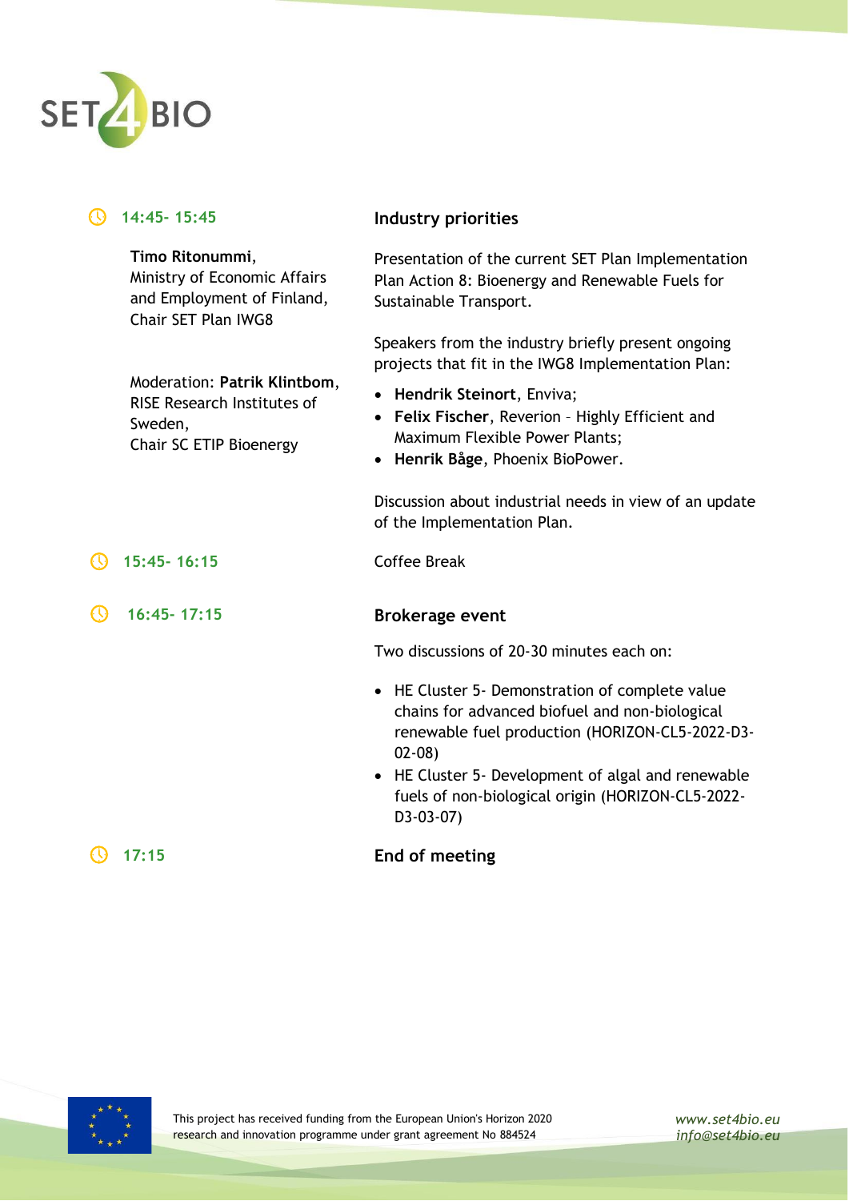SET4BIO

**14:45- 15:45**

## Industry priorities

**Timo Ritonummi**,
Ministry of Economic Affairs and Employment of Finland,
Chair SET Plan IWG8

Moderation: **Patrik Klintbom**,
RISE Research Institutes of Sweden,
Chair SC ETIP Bioenergy

Presentation of the current SET Plan Implementation Plan Action 8: Bioenergy and Renewable Fuels for Sustainable Transport.

Speakers from the industry briefly present ongoing projects that fit in the IWG8 Implementation Plan:

- **Hendrik Steinort**, Enviva;
- **Felix Fischer**, Reverion – Highly Efficient and Maximum Flexible Power Plants;
- **Henrik Båge**, Phoenix BioPower.

Discussion about industrial needs in view of an update of the Implementation Plan.

**15:45- 16:15**

Coffee Break

**16:45- 17:15**

## Brokerage event

Two discussions of 20-30 minutes each on:

- HE Cluster 5- Demonstration of complete value chains for advanced biofuel and non-biological renewable fuel production (HORIZON-CL5-2022-D3-02-08)
- HE Cluster 5- Development of algal and renewable fuels of non-biological origin (HORIZON-CL5-2022-D3-03-07)

**17:15**

## End of meeting

This project has received funding from the European Union's Horizon 2020 research and innovation programme under grant agreement No 884524

*www.set4bio.eu*
*info@set4bio.eu*